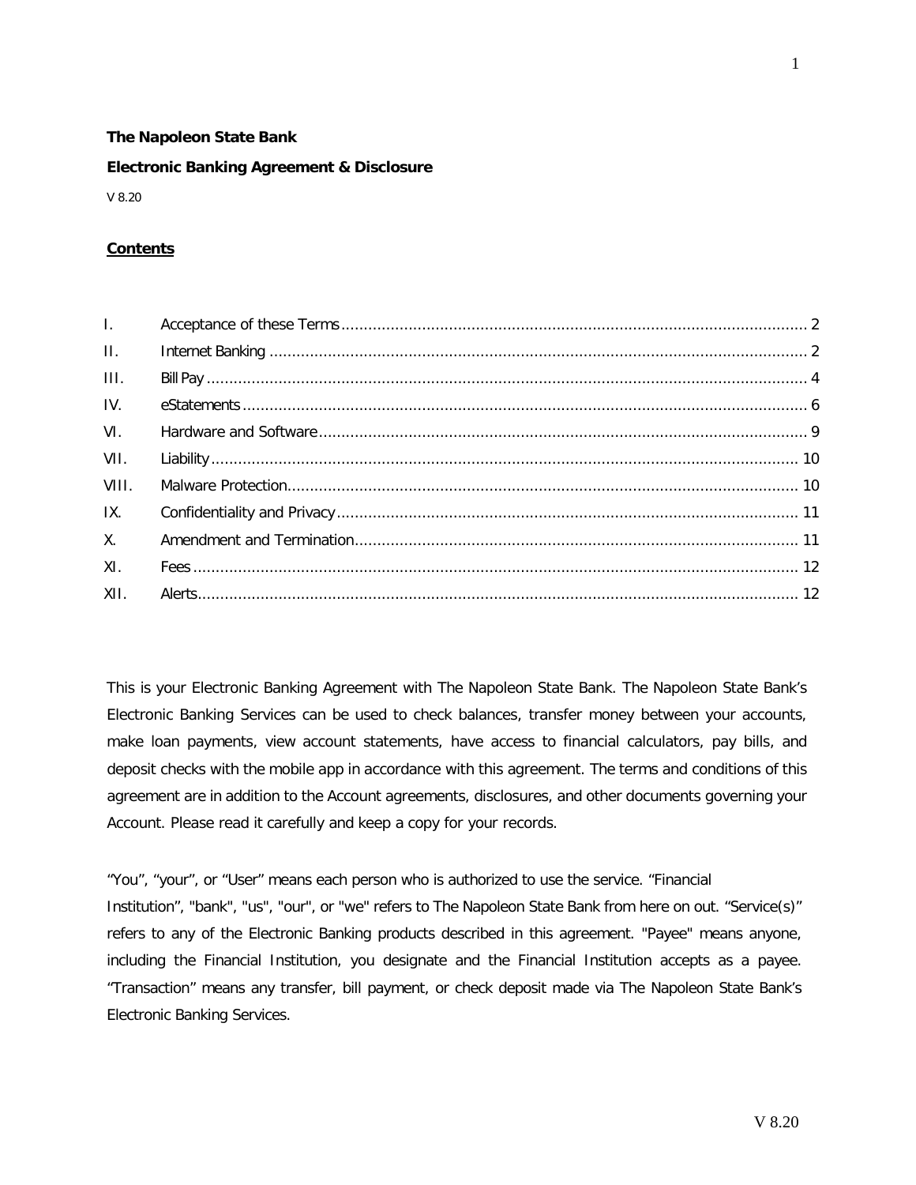**The Napoleon State Bank**

**Electronic Banking Agreement & Disclosure**

V 8.20

**Contents**

| | | |
|---|---|---|
| I. | Acceptance of these Terms | 2 |
| II. | Internet Banking | 2 |
| III. | Bill Pay | 4 |
| IV. | eStatements | 6 |
| VI. | Hardware and Software | 9 |
| VII. | Liability | 10 |
| VIII. | Malware Protection | 10 |
| IX. | Confidentiality and Privacy | 11 |
| X. | Amendment and Termination | 11 |
| XI. | Fees | 12 |
| XII. | Alerts | 12 |

This is your Electronic Banking Agreement with The Napoleon State Bank. The Napoleon State Bank's Electronic Banking Services can be used to check balances, transfer money between your accounts, make loan payments, view account statements, have access to financial calculators, pay bills, and deposit checks with the mobile app in accordance with this agreement. The terms and conditions of this agreement are in addition to the Account agreements, disclosures, and other documents governing your Account. Please read it carefully and keep a copy for your records.

"You", "your", or "User" means each person who is authorized to use the service. "Financial Institution", "bank", "us", "our", or "we" refers to The Napoleon State Bank from here on out. "Service(s)" refers to any of the Electronic Banking products described in this agreement. "Payee" means anyone, including the Financial Institution, you designate and the Financial Institution accepts as a payee. "Transaction" means any transfer, bill payment, or check deposit made via The Napoleon State Bank's Electronic Banking Services.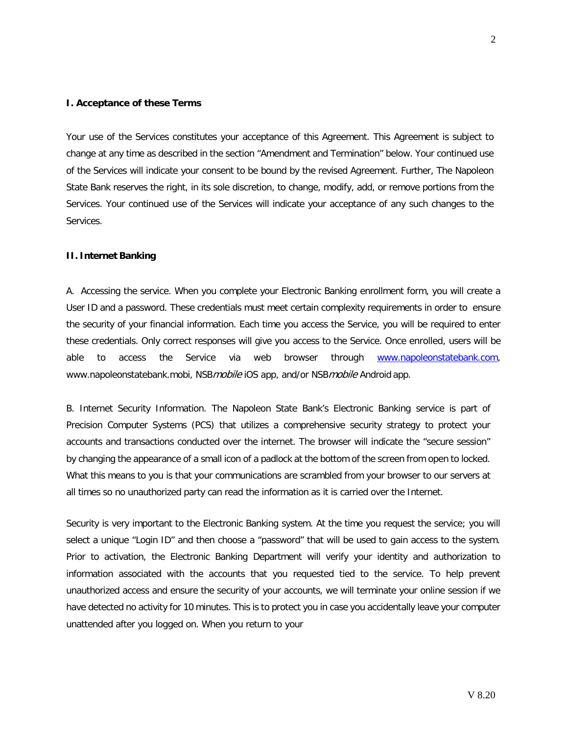**I. Acceptance of these Terms**

Your use of the Services constitutes your acceptance of this Agreement. This Agreement is subject to change at any time as described in the section "Amendment and Termination" below. Your continued use of the Services will indicate your consent to be bound by the revised Agreement. Further, The Napoleon State Bank reserves the right, in its sole discretion, to change, modify, add, or remove portions from the Services. Your continued use of the Services will indicate your acceptance of any such changes to the Services.

**II. Internet Banking**

A. Accessing the service. When you complete your Electronic Banking enrollment form, you will create a User ID and a password. These credentials must meet certain complexity requirements in order to ensure the security of your financial information. Each time you access the Service, you will be required to enter these credentials. Only correct responses will give you access to the Service. Once enrolled, users will be able to access the Service via web browser through [www.napoleonstatebank.com](www.napoleonstatebank.com), www.napoleonstatebank.mobi, NSB*mobile* iOS app, and/or NSB*mobile* Android app.

B. Internet Security Information. The Napoleon State Bank's Electronic Banking service is part of Precision Computer Systems (PCS) that utilizes a comprehensive security strategy to protect your accounts and transactions conducted over the internet. The browser will indicate the "secure session" by changing the appearance of a small icon of a padlock at the bottom of the screen from open to locked. What this means to you is that your communications are scrambled from your browser to our servers at all times so no unauthorized party can read the information as it is carried over the Internet.

Security is very important to the Electronic Banking system. At the time you request the service; you will select a unique "Login ID" and then choose a "password" that will be used to gain access to the system. Prior to activation, the Electronic Banking Department will verify your identity and authorization to information associated with the accounts that you requested tied to the service. To help prevent unauthorized access and ensure the security of your accounts, we will terminate your online session if we have detected no activity for 10 minutes. This is to protect you in case you accidentally leave your computer unattended after you logged on. When you return to your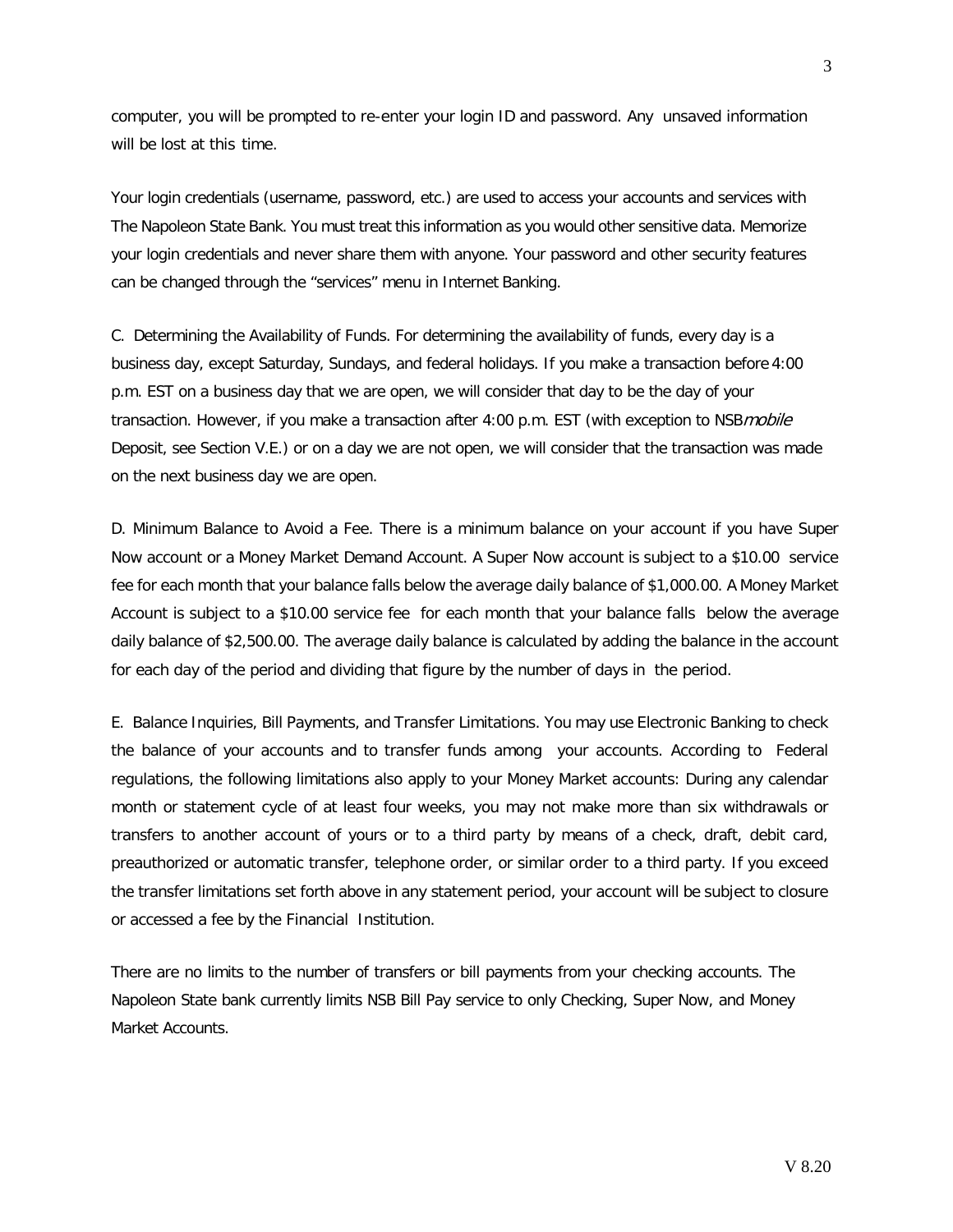computer, you will be prompted to re-enter your login ID and password. Any unsaved information will be lost at this time.

Your login credentials (username, password, etc.) are used to access your accounts and services with The Napoleon State Bank. You must treat this information as you would other sensitive data. Memorize your login credentials and never share them with anyone. Your password and other security features can be changed through the "services" menu in Internet Banking.

C. Determining the Availability of Funds. For determining the availability of funds, every day is a business day, except Saturday, Sundays, and federal holidays. If you make a transaction before 4:00 p.m. EST on a business day that we are open, we will consider that day to be the day of your transaction. However, if you make a transaction after 4:00 p.m. EST (with exception to NSB*mobile* Deposit, see Section V.E.) or on a day we are not open, we will consider that the transaction was made on the next business day we are open.

D. Minimum Balance to Avoid a Fee. There is a minimum balance on your account if you have Super Now account or a Money Market Demand Account. A Super Now account is subject to a $10.00 service fee for each month that your balance falls below the average daily balance of $1,000.00. A Money Market Account is subject to a $10.00 service fee for each month that your balance falls below the average daily balance of $2,500.00. The average daily balance is calculated by adding the balance in the account for each day of the period and dividing that figure by the number of days in the period.

E. Balance Inquiries, Bill Payments, and Transfer Limitations. You may use Electronic Banking to check the balance of your accounts and to transfer funds among your accounts. According to Federal regulations, the following limitations also apply to your Money Market accounts: During any calendar month or statement cycle of at least four weeks, you may not make more than six withdrawals or transfers to another account of yours or to a third party by means of a check, draft, debit card, preauthorized or automatic transfer, telephone order, or similar order to a third party. If you exceed the transfer limitations set forth above in any statement period, your account will be subject to closure or accessed a fee by the Financial Institution.

There are no limits to the number of transfers or bill payments from your checking accounts. The Napoleon State bank currently limits NSB Bill Pay service to only Checking, Super Now, and Money Market Accounts.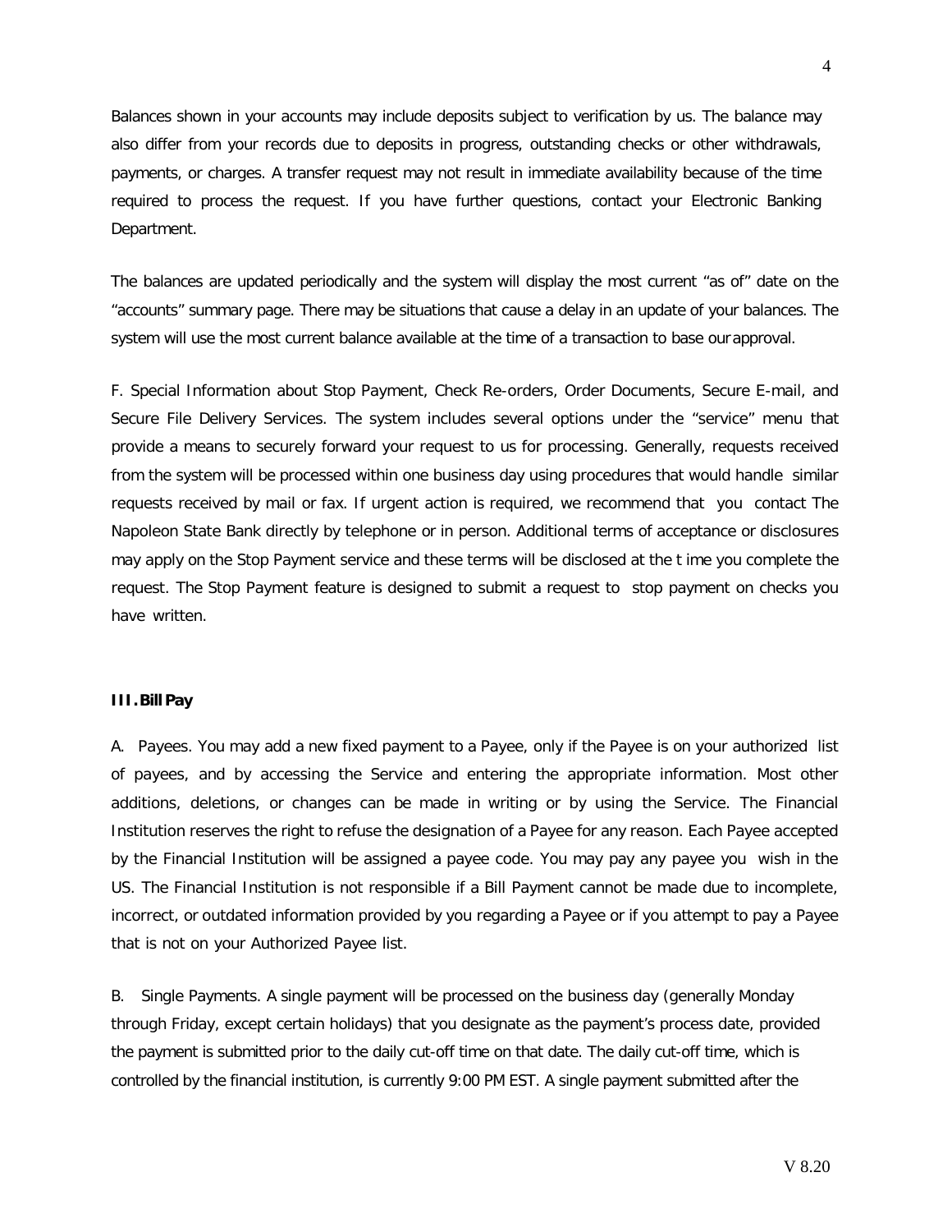Balances shown in your accounts may include deposits subject to verification by us. The balance may also differ from your records due to deposits in progress, outstanding checks or other withdrawals, payments, or charges. A transfer request may not result in immediate availability because of the time required to process the request. If you have further questions, contact your Electronic Banking Department.

The balances are updated periodically and the system will display the most current "as of" date on the "accounts" summary page. There may be situations that cause a delay in an update of your balances. The system will use the most current balance available at the time of a transaction to base our approval.

F. Special Information about Stop Payment, Check Re-orders, Order Documents, Secure E-mail, and Secure File Delivery Services. The system includes several options under the "service" menu that provide a means to securely forward your request to us for processing. Generally, requests received from the system will be processed within one business day using procedures that would handle similar requests received by mail or fax. If urgent action is required, we recommend that you contact The Napoleon State Bank directly by telephone or in person. Additional terms of acceptance or disclosures may apply on the Stop Payment service and these terms will be disclosed at the t ime you complete the request. The Stop Payment feature is designed to submit a request to stop payment on checks you have written.

**III. Bill Pay**

A. Payees. You may add a new fixed payment to a Payee, only if the Payee is on your authorized list of payees, and by accessing the Service and entering the appropriate information. Most other additions, deletions, or changes can be made in writing or by using the Service. The Financial Institution reserves the right to refuse the designation of a Payee for any reason. Each Payee accepted by the Financial Institution will be assigned a payee code. You may pay any payee you wish in the US. The Financial Institution is not responsible if a Bill Payment cannot be made due to incomplete, incorrect, or outdated information provided by you regarding a Payee or if you attempt to pay a Payee that is not on your Authorized Payee list.

B. Single Payments. A single payment will be processed on the business day (generally Monday through Friday, except certain holidays) that you designate as the payment's process date, provided the payment is submitted prior to the daily cut-off time on that date. The daily cut-off time, which is controlled by the financial institution, is currently 9:00 PM EST. A single payment submitted after the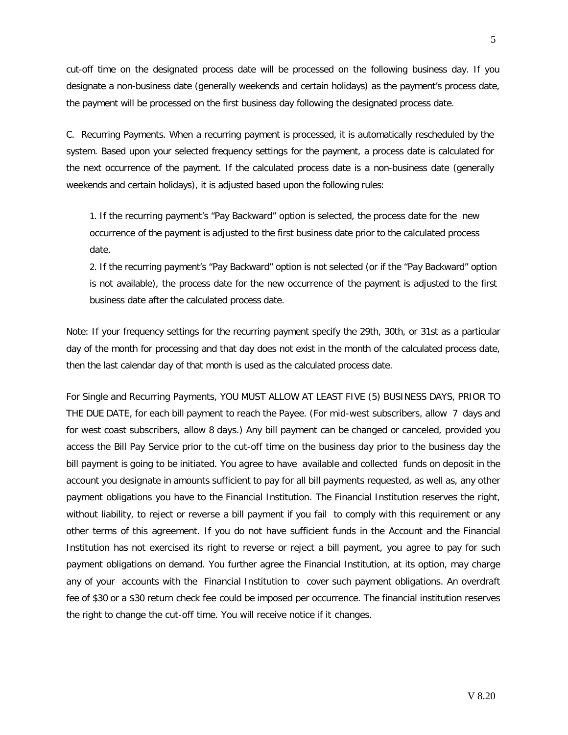cut-off time on the designated process date will be processed on the following business day. If you designate a non-business date (generally weekends and certain holidays) as the payment's process date, the payment will be processed on the first business day following the designated process date.

C. Recurring Payments. When a recurring payment is processed, it is automatically rescheduled by the system. Based upon your selected frequency settings for the payment, a process date is calculated for the next occurrence of the payment. If the calculated process date is a non-business date (generally weekends and certain holidays), it is adjusted based upon the following rules:

1. If the recurring payment's "Pay Backward" option is selected, the process date for the new occurrence of the payment is adjusted to the first business date prior to the calculated process date.
2. If the recurring payment's "Pay Backward" option is not selected (or if the "Pay Backward" option is not available), the process date for the new occurrence of the payment is adjusted to the first business date after the calculated process date.

Note: If your frequency settings for the recurring payment specify the 29th, 30th, or 31st as a particular day of the month for processing and that day does not exist in the month of the calculated process date, then the last calendar day of that month is used as the calculated process date.

For Single and Recurring Payments, YOU MUST ALLOW AT LEAST FIVE (5) BUSINESS DAYS, PRIOR TO THE DUE DATE, for each bill payment to reach the Payee. (For mid-west subscribers, allow 7 days and for west coast subscribers, allow 8 days.) Any bill payment can be changed or canceled, provided you access the Bill Pay Service prior to the cut-off time on the business day prior to the business day the bill payment is going to be initiated. You agree to have available and collected funds on deposit in the account you designate in amounts sufficient to pay for all bill payments requested, as well as, any other payment obligations you have to the Financial Institution. The Financial Institution reserves the right, without liability, to reject or reverse a bill payment if you fail to comply with this requirement or any other terms of this agreement. If you do not have sufficient funds in the Account and the Financial Institution has not exercised its right to reverse or reject a bill payment, you agree to pay for such payment obligations on demand. You further agree the Financial Institution, at its option, may charge any of your accounts with the Financial Institution to cover such payment obligations. An overdraft fee of $30 or a $30 return check fee could be imposed per occurrence. The financial institution reserves the right to change the cut-off time. You will receive notice if it changes.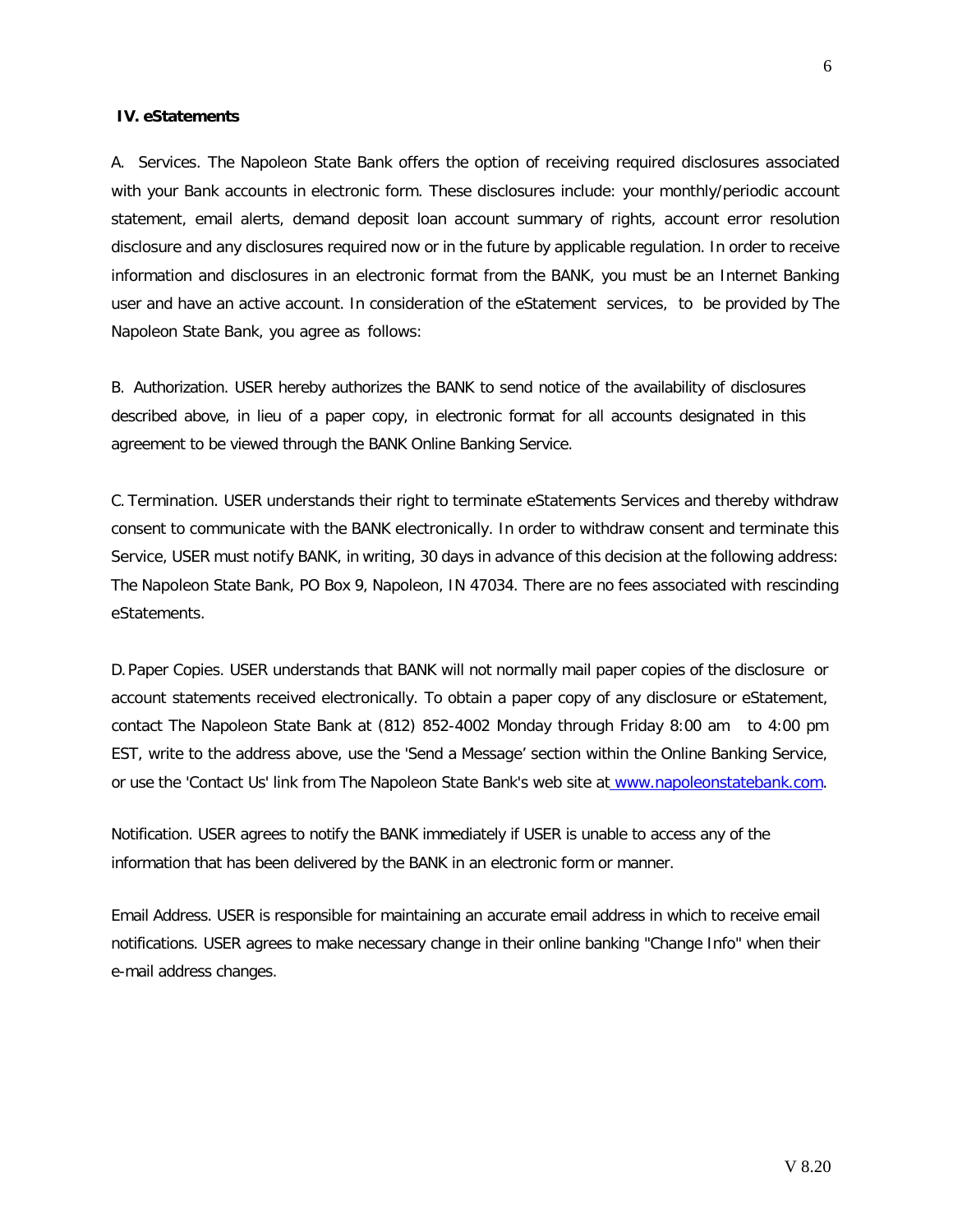**IV. eStatements**

A. Services. The Napoleon State Bank offers the option of receiving required disclosures associated with your Bank accounts in electronic form. These disclosures include: your monthly/periodic account statement, email alerts, demand deposit loan account summary of rights, account error resolution disclosure and any disclosures required now or in the future by applicable regulation. In order to receive information and disclosures in an electronic format from the BANK, you must be an Internet Banking user and have an active account. In consideration of the eStatement services, to be provided by The Napoleon State Bank, you agree as follows:

B. Authorization. USER hereby authorizes the BANK to send notice of the availability of disclosures described above, in lieu of a paper copy, in electronic format for all accounts designated in this agreement to be viewed through the BANK Online Banking Service.

C. Termination. USER understands their right to terminate eStatements Services and thereby withdraw consent to communicate with the BANK electronically. In order to withdraw consent and terminate this Service, USER must notify BANK, in writing, 30 days in advance of this decision at the following address: The Napoleon State Bank, PO Box 9, Napoleon, IN 47034. There are no fees associated with rescinding eStatements.

D. Paper Copies. USER understands that BANK will not normally mail paper copies of the disclosure or account statements received electronically. To obtain a paper copy of any disclosure or eStatement, contact The Napoleon State Bank at (812) 852-4002 Monday through Friday 8:00 am to 4:00 pm EST, write to the address above, use the 'Send a Message' section within the Online Banking Service, or use the 'Contact Us' link from The Napoleon State Bank's web site at www.napoleonstatebank.com.

Notification. USER agrees to notify the BANK immediately if USER is unable to access any of the information that has been delivered by the BANK in an electronic form or manner.

Email Address. USER is responsible for maintaining an accurate email address in which to receive email notifications. USER agrees to make necessary change in their online banking "Change Info" when their e-mail address changes.

V 8.20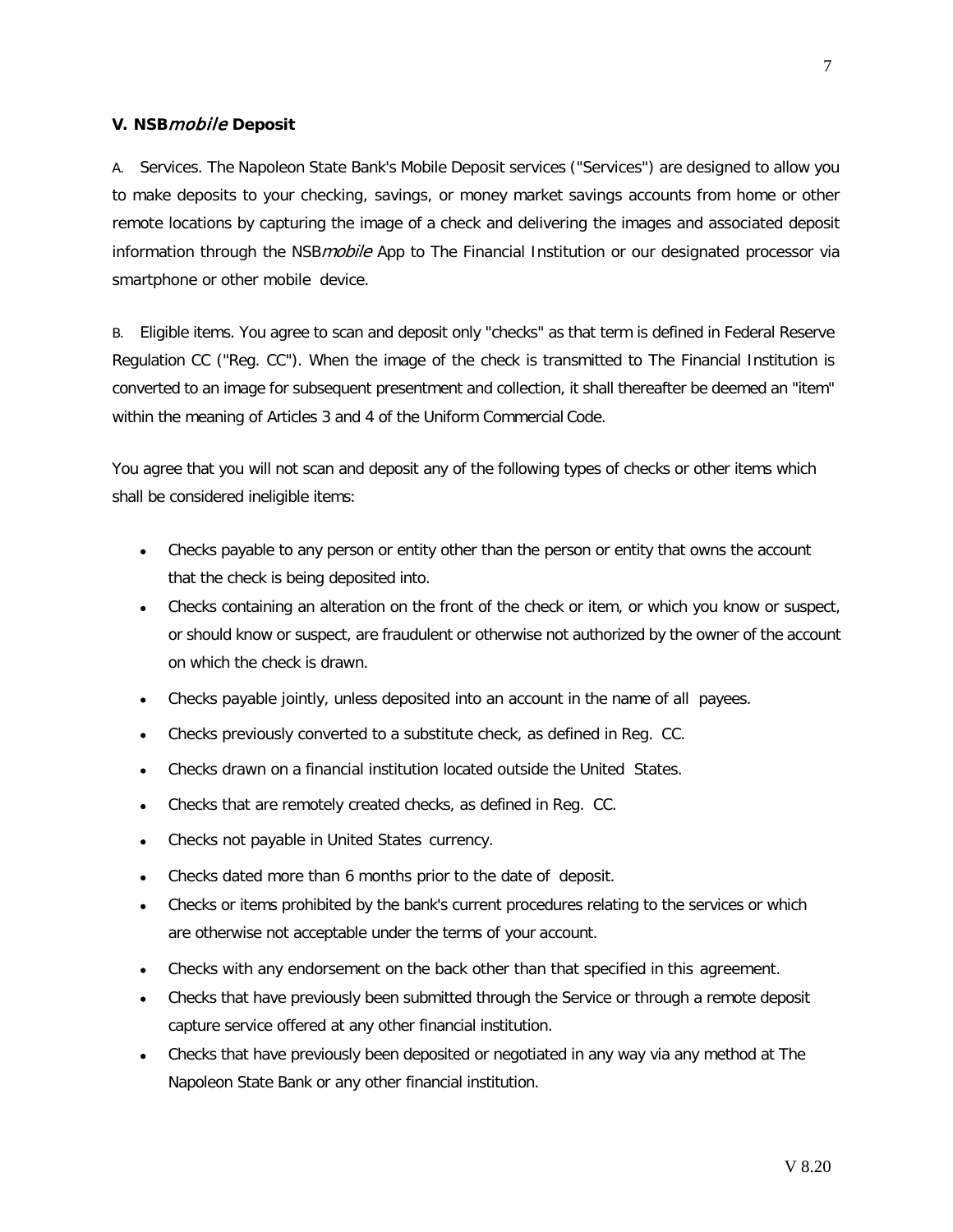### V. NSB*mobile* Deposit

A. Services. The Napoleon State Bank's Mobile Deposit services ("Services") are designed to allow you to make deposits to your checking, savings, or money market savings accounts from home or other remote locations by capturing the image of a check and delivering the images and associated deposit information through the NSB*mobile* App to The Financial Institution or our designated processor via smartphone or other mobile device.

B. Eligible items. You agree to scan and deposit only "checks" as that term is defined in Federal Reserve Regulation CC ("Reg. CC"). When the image of the check is transmitted to The Financial Institution is converted to an image for subsequent presentment and collection, it shall thereafter be deemed an "item" within the meaning of Articles 3 and 4 of the Uniform Commercial Code.

You agree that you will not scan and deposit any of the following types of checks or other items which shall be considered ineligible items:

- Checks payable to any person or entity other than the person or entity that owns the account that the check is being deposited into.
- Checks containing an alteration on the front of the check or item, or which you know or suspect, or should know or suspect, are fraudulent or otherwise not authorized by the owner of the account on which the check is drawn.
- Checks payable jointly, unless deposited into an account in the name of all payees.
- Checks previously converted to a substitute check, as defined in Reg. CC.
- Checks drawn on a financial institution located outside the United States.
- Checks that are remotely created checks, as defined in Reg. CC.
- Checks not payable in United States currency.
- Checks dated more than 6 months prior to the date of deposit.
- Checks or items prohibited by the bank's current procedures relating to the services or which are otherwise not acceptable under the terms of your account.
- Checks with any endorsement on the back other than that specified in this agreement.
- Checks that have previously been submitted through the Service or through a remote deposit capture service offered at any other financial institution.
- Checks that have previously been deposited or negotiated in any way via any method at The Napoleon State Bank or any other financial institution.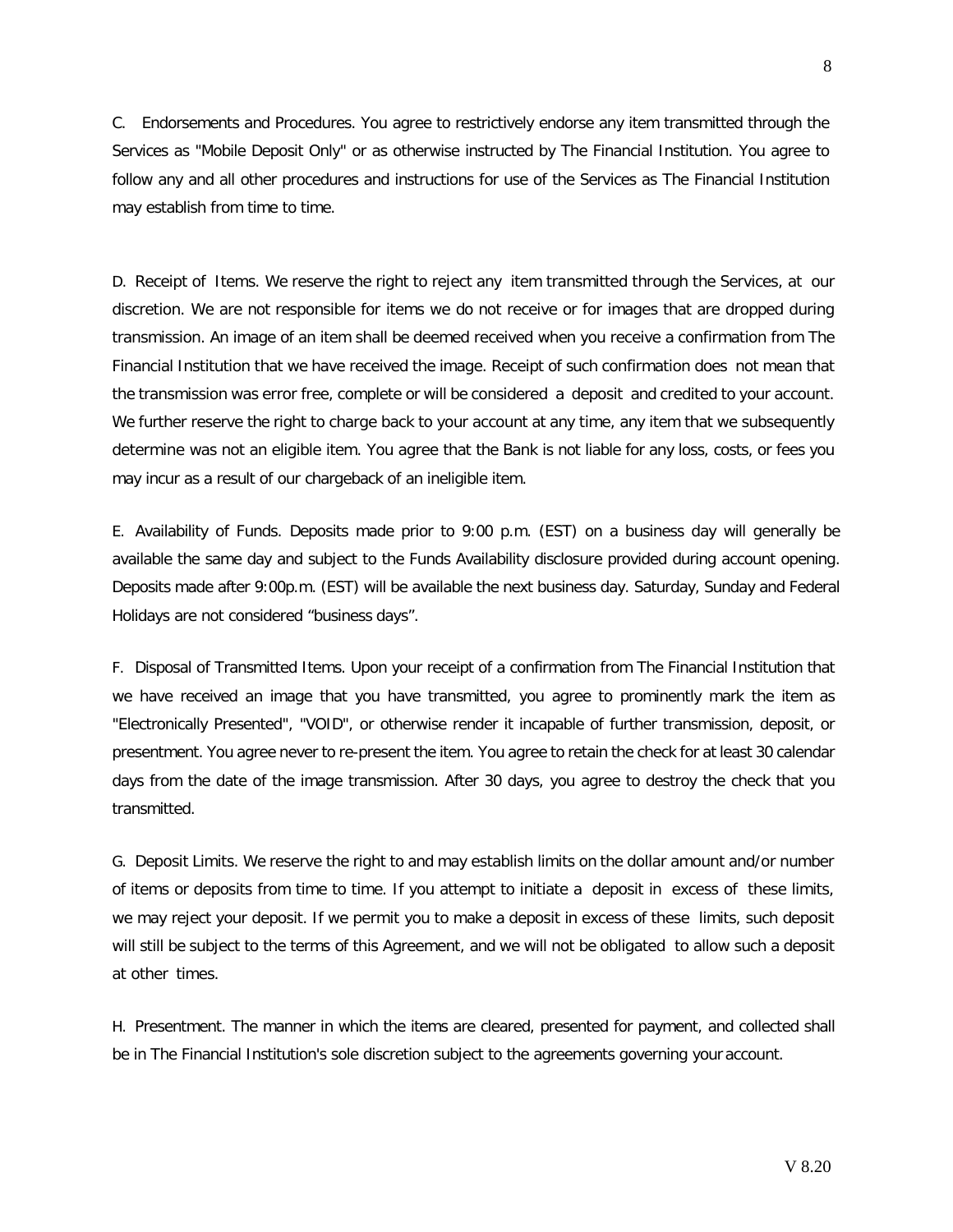C. Endorsements and Procedures. You agree to restrictively endorse any item transmitted through the Services as "Mobile Deposit Only" or as otherwise instructed by The Financial Institution. You agree to follow any and all other procedures and instructions for use of the Services as The Financial Institution may establish from time to time.

D. Receipt of Items. We reserve the right to reject any item transmitted through the Services, at our discretion. We are not responsible for items we do not receive or for images that are dropped during transmission. An image of an item shall be deemed received when you receive a confirmation from The Financial Institution that we have received the image. Receipt of such confirmation does not mean that the transmission was error free, complete or will be considered a deposit and credited to your account. We further reserve the right to charge back to your account at any time, any item that we subsequently determine was not an eligible item. You agree that the Bank is not liable for any loss, costs, or fees you may incur as a result of our chargeback of an ineligible item.

E. Availability of Funds. Deposits made prior to 9:00 p.m. (EST) on a business day will generally be available the same day and subject to the Funds Availability disclosure provided during account opening. Deposits made after 9:00p.m. (EST) will be available the next business day. Saturday, Sunday and Federal Holidays are not considered “business days”.

F. Disposal of Transmitted Items. Upon your receipt of a confirmation from The Financial Institution that we have received an image that you have transmitted, you agree to prominently mark the item as "Electronically Presented", "VOID", or otherwise render it incapable of further transmission, deposit, or presentment. You agree never to re-present the item. You agree to retain the check for at least 30 calendar days from the date of the image transmission. After 30 days, you agree to destroy the check that you transmitted.

G. Deposit Limits. We reserve the right to and may establish limits on the dollar amount and/or number of items or deposits from time to time. If you attempt to initiate a deposit in excess of these limits, we may reject your deposit. If we permit you to make a deposit in excess of these limits, such deposit will still be subject to the terms of this Agreement, and we will not be obligated to allow such a deposit at other times.

H. Presentment. The manner in which the items are cleared, presented for payment, and collected shall be in The Financial Institution's sole discretion subject to the agreements governing your account.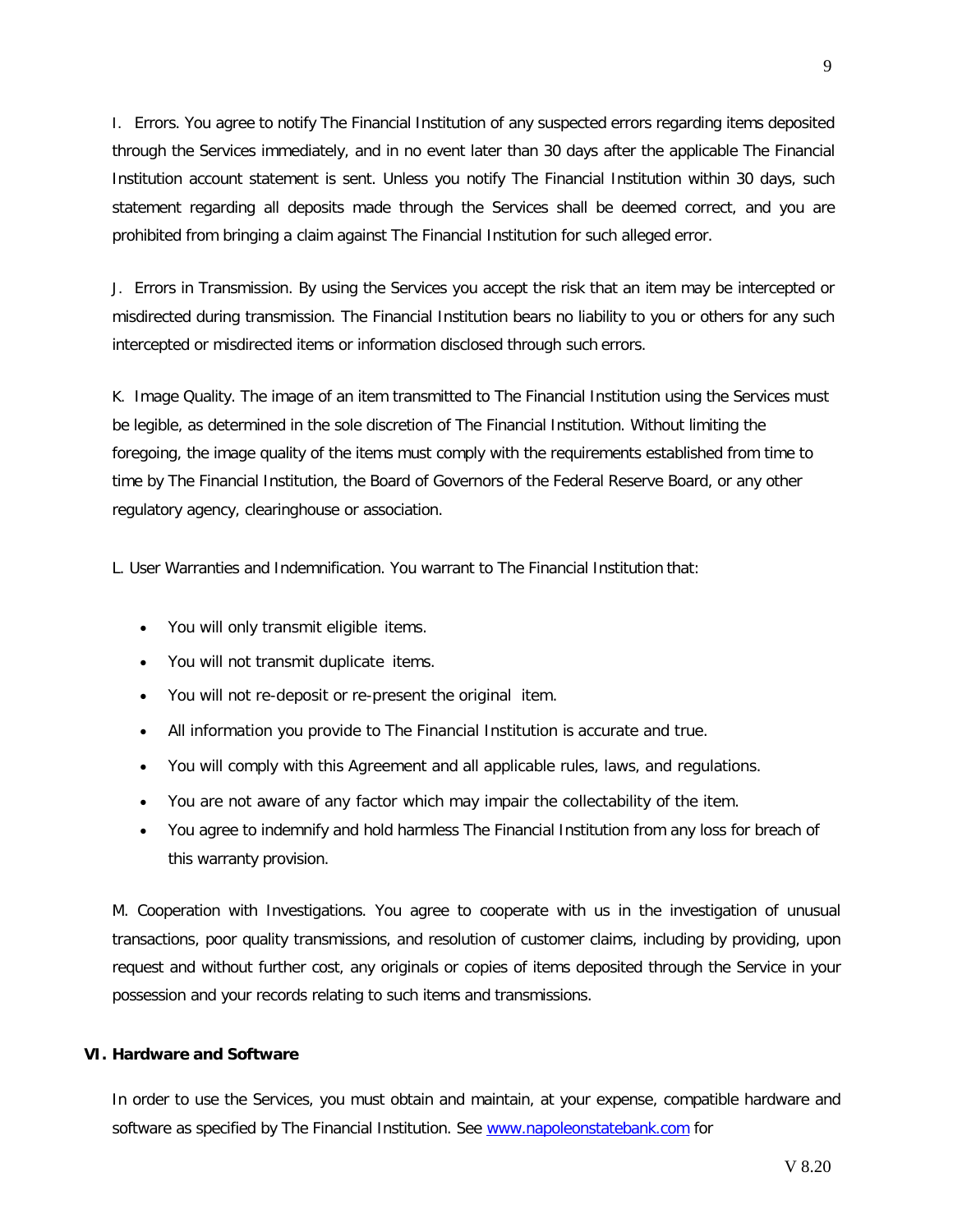I. Errors. You agree to notify The Financial Institution of any suspected errors regarding items deposited through the Services immediately, and in no event later than 30 days after the applicable The Financial Institution account statement is sent. Unless you notify The Financial Institution within 30 days, such statement regarding all deposits made through the Services shall be deemed correct, and you are prohibited from bringing a claim against The Financial Institution for such alleged error.

J. Errors in Transmission. By using the Services you accept the risk that an item may be intercepted or misdirected during transmission. The Financial Institution bears no liability to you or others for any such intercepted or misdirected items or information disclosed through such errors.

K. Image Quality. The image of an item transmitted to The Financial Institution using the Services must be legible, as determined in the sole discretion of The Financial Institution. Without limiting the foregoing, the image quality of the items must comply with the requirements established from time to time by The Financial Institution, the Board of Governors of the Federal Reserve Board, or any other regulatory agency, clearinghouse or association.

L. User Warranties and Indemnification. You warrant to The Financial Institution that:

- You will only transmit eligible items.
- You will not transmit duplicate items.
- You will not re-deposit or re-present the original item.
- All information you provide to The Financial Institution is accurate and true.
- You will comply with this Agreement and all applicable rules, laws, and regulations.
- You are not aware of any factor which may impair the collectability of the item.
- You agree to indemnify and hold harmless The Financial Institution from any loss for breach of this warranty provision.

M. Cooperation with Investigations. You agree to cooperate with us in the investigation of unusual transactions, poor quality transmissions, and resolution of customer claims, including by providing, upon request and without further cost, any originals or copies of items deposited through the Service in your possession and your records relating to such items and transmissions.

## VI. Hardware and Software

In order to use the Services, you must obtain and maintain, at your expense, compatible hardware and software as specified by The Financial Institution. See [www.napoleonstatebank.com](http://www.napoleonstatebank.com) for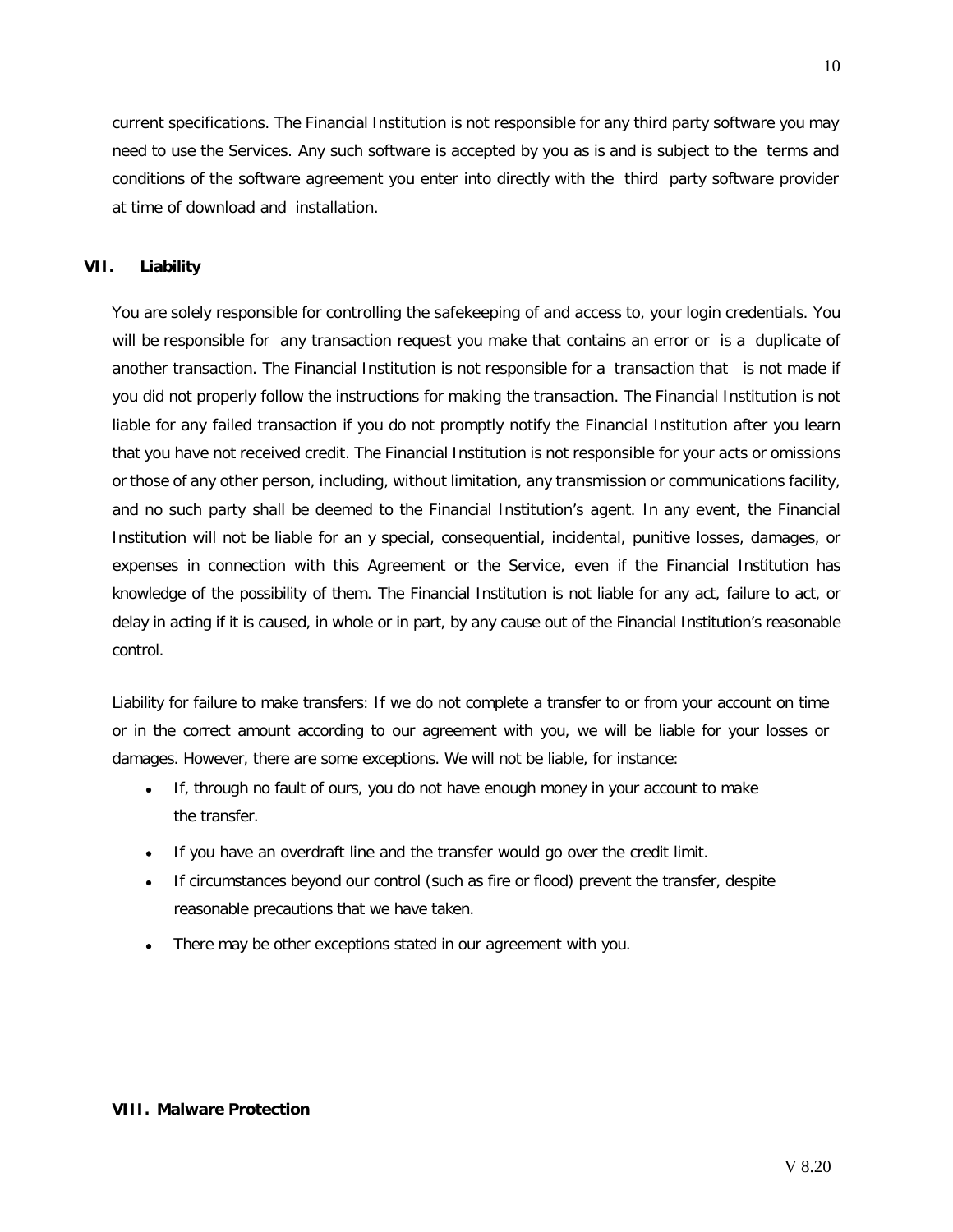current specifications. The Financial Institution is not responsible for any third party software you may need to use the Services. Any such software is accepted by you as is and is subject to the terms and conditions of the software agreement you enter into directly with the third party software provider at time of download and installation.

## VII. Liability

You are solely responsible for controlling the safekeeping of and access to, your login credentials. You will be responsible for any transaction request you make that contains an error or is a duplicate of another transaction. The Financial Institution is not responsible for a transaction that is not made if you did not properly follow the instructions for making the transaction. The Financial Institution is not liable for any failed transaction if you do not promptly notify the Financial Institution after you learn that you have not received credit. The Financial Institution is not responsible for your acts or omissions or those of any other person, including, without limitation, any transmission or communications facility, and no such party shall be deemed to the Financial Institution's agent. In any event, the Financial Institution will not be liable for an y special, consequential, incidental, punitive losses, damages, or expenses in connection with this Agreement or the Service, even if the Financial Institution has knowledge of the possibility of them. The Financial Institution is not liable for any act, failure to act, or delay in acting if it is caused, in whole or in part, by any cause out of the Financial Institution's reasonable control.

Liability for failure to make transfers: If we do not complete a transfer to or from your account on time or in the correct amount according to our agreement with you, we will be liable for your losses or damages. However, there are some exceptions. We will not be liable, for instance:

- If, through no fault of ours, you do not have enough money in your account to make the transfer.
- If you have an overdraft line and the transfer would go over the credit limit.
- If circumstances beyond our control (such as fire or flood) prevent the transfer, despite reasonable precautions that we have taken.
- There may be other exceptions stated in our agreement with you.

## VIII. Malware Protection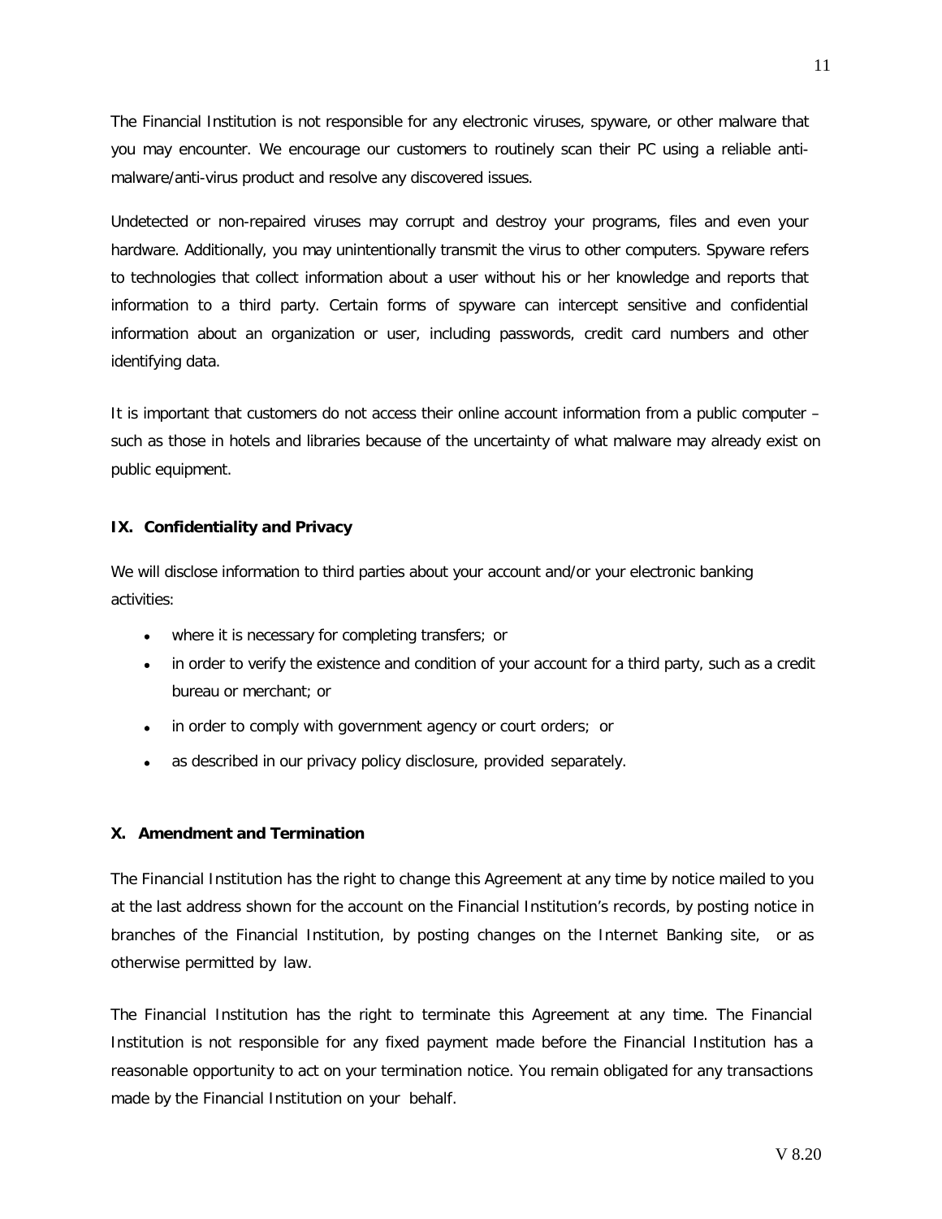The Financial Institution is not responsible for any electronic viruses, spyware, or other malware that you may encounter. We encourage our customers to routinely scan their PC using a reliable anti-malware/anti-virus product and resolve any discovered issues.

Undetected or non-repaired viruses may corrupt and destroy your programs, files and even your hardware. Additionally, you may unintentionally transmit the virus to other computers. Spyware refers to technologies that collect information about a user without his or her knowledge and reports that information to a third party. Certain forms of spyware can intercept sensitive and confidential information about an organization or user, including passwords, credit card numbers and other identifying data.

It is important that customers do not access their online account information from a public computer – such as those in hotels and libraries because of the uncertainty of what malware may already exist on public equipment.

## IX. Confidentiality and Privacy

We will disclose information to third parties about your account and/or your electronic banking activities:

- where it is necessary for completing transfers; or
- in order to verify the existence and condition of your account for a third party, such as a credit bureau or merchant; or
- in order to comply with government agency or court orders; or
- as described in our privacy policy disclosure, provided separately.

## X. Amendment and Termination

The Financial Institution has the right to change this Agreement at any time by notice mailed to you at the last address shown for the account on the Financial Institution's records, by posting notice in branches of the Financial Institution, by posting changes on the Internet Banking site, or as otherwise permitted by law.

The Financial Institution has the right to terminate this Agreement at any time. The Financial Institution is not responsible for any fixed payment made before the Financial Institution has a reasonable opportunity to act on your termination notice. You remain obligated for any transactions made by the Financial Institution on your behalf.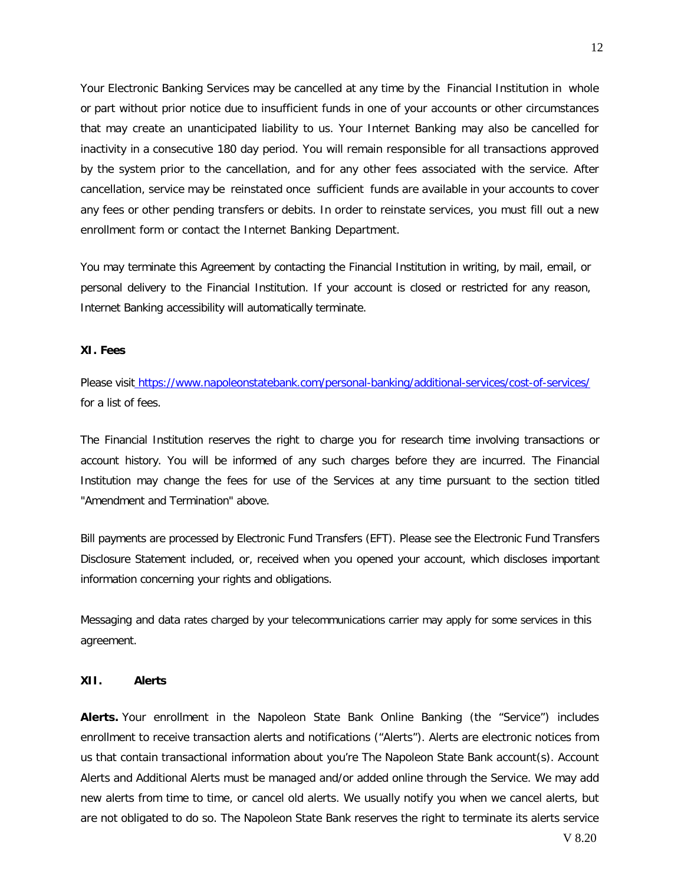Your Electronic Banking Services may be cancelled at any time by the Financial Institution in whole or part without prior notice due to insufficient funds in one of your accounts or other circumstances that may create an unanticipated liability to us. Your Internet Banking may also be cancelled for inactivity in a consecutive 180 day period. You will remain responsible for all transactions approved by the system prior to the cancellation, and for any other fees associated with the service. After cancellation, service may be reinstated once sufficient funds are available in your accounts to cover any fees or other pending transfers or debits. In order to reinstate services, you must fill out a new enrollment form or contact the Internet Banking Department.

You may terminate this Agreement by contacting the Financial Institution in writing, by mail, email, or personal delivery to the Financial Institution. If your account is closed or restricted for any reason, Internet Banking accessibility will automatically terminate.

**XI. Fees**

Please visit [https://www.napoleonstatebank.com/personal-banking/additional-services/cost-of-services/](https://www.napoleonstatebank.com/personal-banking/additional-services/cost-of-services/) for a list of fees.

The Financial Institution reserves the right to charge you for research time involving transactions or account history. You will be informed of any such charges before they are incurred. The Financial Institution may change the fees for use of the Services at any time pursuant to the section titled "Amendment and Termination" above.

Bill payments are processed by Electronic Fund Transfers (EFT). Please see the Electronic Fund Transfers Disclosure Statement included, or, received when you opened your account, which discloses important information concerning your rights and obligations.

Messaging and data rates charged by your telecommunications carrier may apply for some services in this agreement.

**XII. Alerts**

**Alerts.** Your enrollment in the Napoleon State Bank Online Banking (the "Service") includes enrollment to receive transaction alerts and notifications ("Alerts"). Alerts are electronic notices from us that contain transactional information about you're The Napoleon State Bank account(s). Account Alerts and Additional Alerts must be managed and/or added online through the Service. We may add new alerts from time to time, or cancel old alerts. We usually notify you when we cancel alerts, but are not obligated to do so. The Napoleon State Bank reserves the right to terminate its alerts service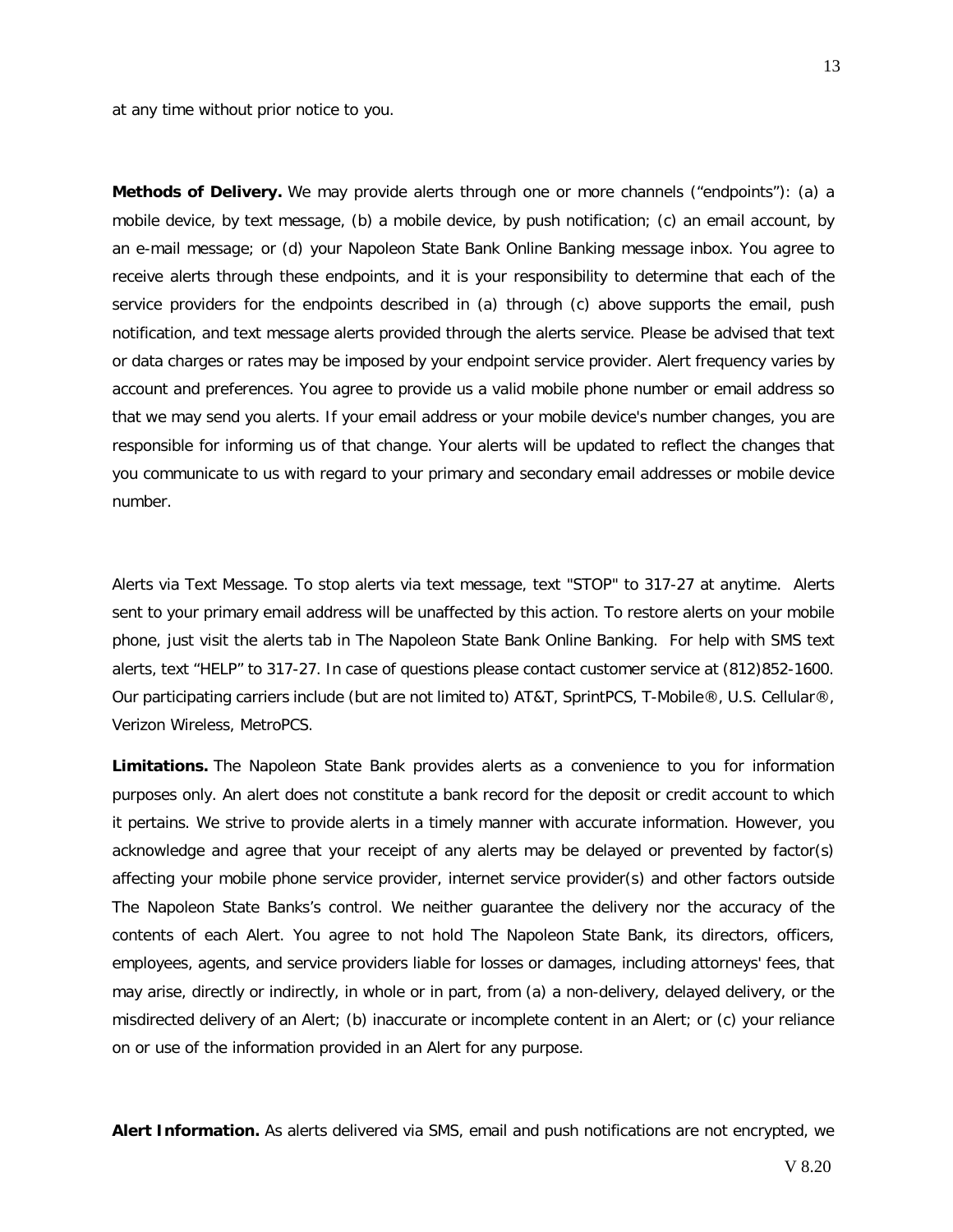at any time without prior notice to you.

**Methods of Delivery.** We may provide alerts through one or more channels ("endpoints"): (a) a mobile device, by text message, (b) a mobile device, by push notification; (c) an email account, by an e-mail message; or (d) your Napoleon State Bank Online Banking message inbox. You agree to receive alerts through these endpoints, and it is your responsibility to determine that each of the service providers for the endpoints described in (a) through (c) above supports the email, push notification, and text message alerts provided through the alerts service. Please be advised that text or data charges or rates may be imposed by your endpoint service provider. Alert frequency varies by account and preferences. You agree to provide us a valid mobile phone number or email address so that we may send you alerts. If your email address or your mobile device's number changes, you are responsible for informing us of that change. Your alerts will be updated to reflect the changes that you communicate to us with regard to your primary and secondary email addresses or mobile device number.

Alerts via Text Message. To stop alerts via text message, text "STOP" to 317-27 at anytime. Alerts sent to your primary email address will be unaffected by this action. To restore alerts on your mobile phone, just visit the alerts tab in The Napoleon State Bank Online Banking. For help with SMS text alerts, text "HELP" to 317-27. In case of questions please contact customer service at (812)852-1600. Our participating carriers include (but are not limited to) AT&T, SprintPCS, T-Mobile®, U.S. Cellular®, Verizon Wireless, MetroPCS.

**Limitations.** The Napoleon State Bank provides alerts as a convenience to you for information purposes only. An alert does not constitute a bank record for the deposit or credit account to which it pertains. We strive to provide alerts in a timely manner with accurate information. However, you acknowledge and agree that your receipt of any alerts may be delayed or prevented by factor(s) affecting your mobile phone service provider, internet service provider(s) and other factors outside The Napoleon State Banks's control. We neither guarantee the delivery nor the accuracy of the contents of each Alert. You agree to not hold The Napoleon State Bank, its directors, officers, employees, agents, and service providers liable for losses or damages, including attorneys' fees, that may arise, directly or indirectly, in whole or in part, from (a) a non-delivery, delayed delivery, or the misdirected delivery of an Alert; (b) inaccurate or incomplete content in an Alert; or (c) your reliance on or use of the information provided in an Alert for any purpose.

**Alert Information.** As alerts delivered via SMS, email and push notifications are not encrypted, we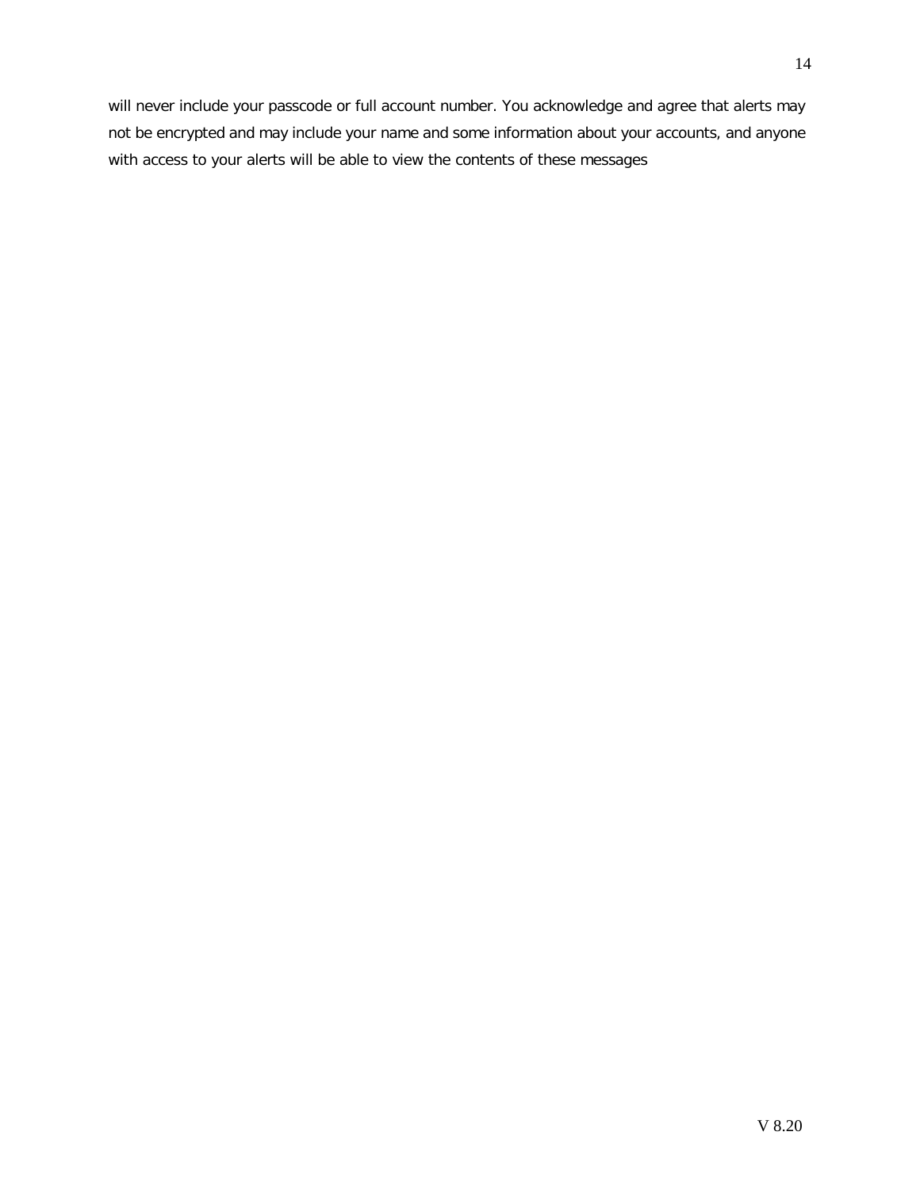will never include your passcode or full account number. You acknowledge and agree that alerts may not be encrypted and may include your name and some information about your accounts, and anyone with access to your alerts will be able to view the contents of these messages